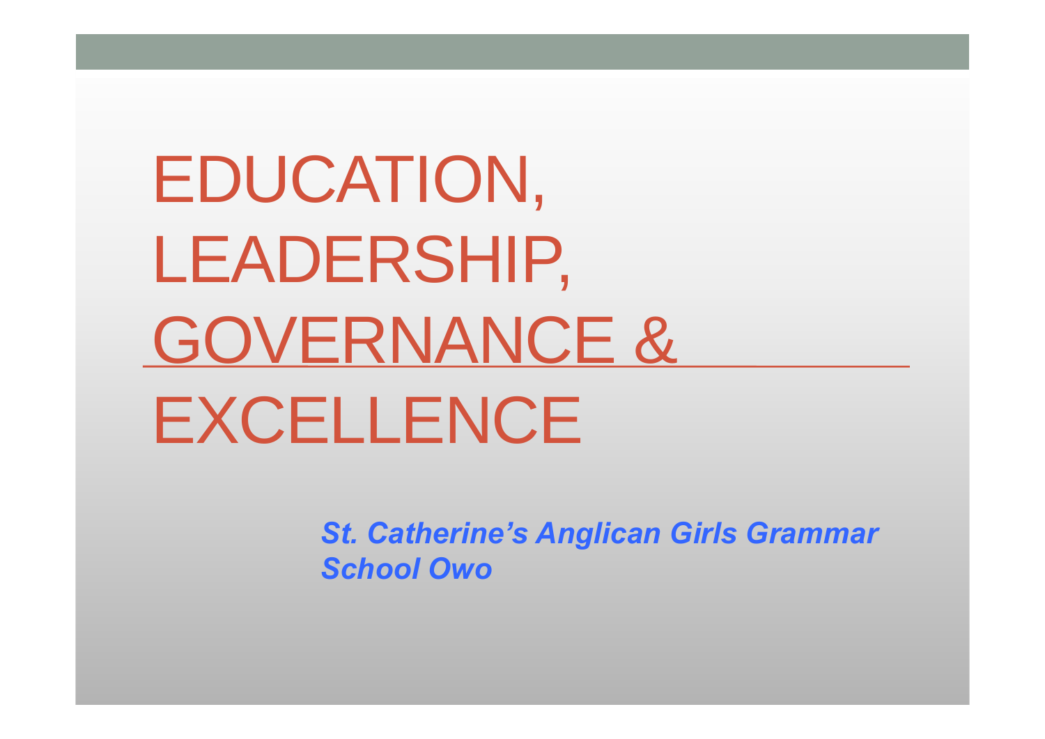# EDUCATION, LEADERSHIP, GOVERNANCE & EXCELLENCE

***St. Catherine's Anglican Girls Grammar School Owo***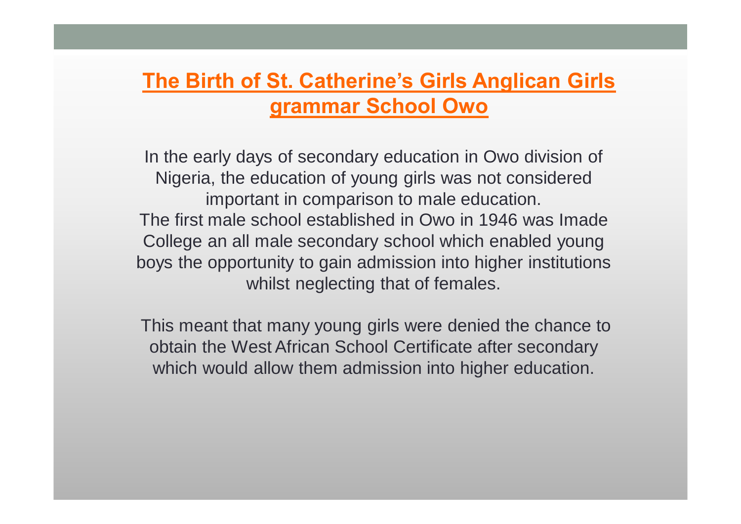## The Birth of St. Catherine's Girls Anglican Girls grammar School Owo

In the early days of secondary education in Owo division of Nigeria, the education of young girls was not considered important in comparison to male education.
The first male school established in Owo in 1946 was Imade College an all male secondary school which enabled young boys the opportunity to gain admission into higher institutions whilst neglecting that of females.

This meant that many young girls were denied the chance to obtain the West African School Certificate after secondary which would allow them admission into higher education.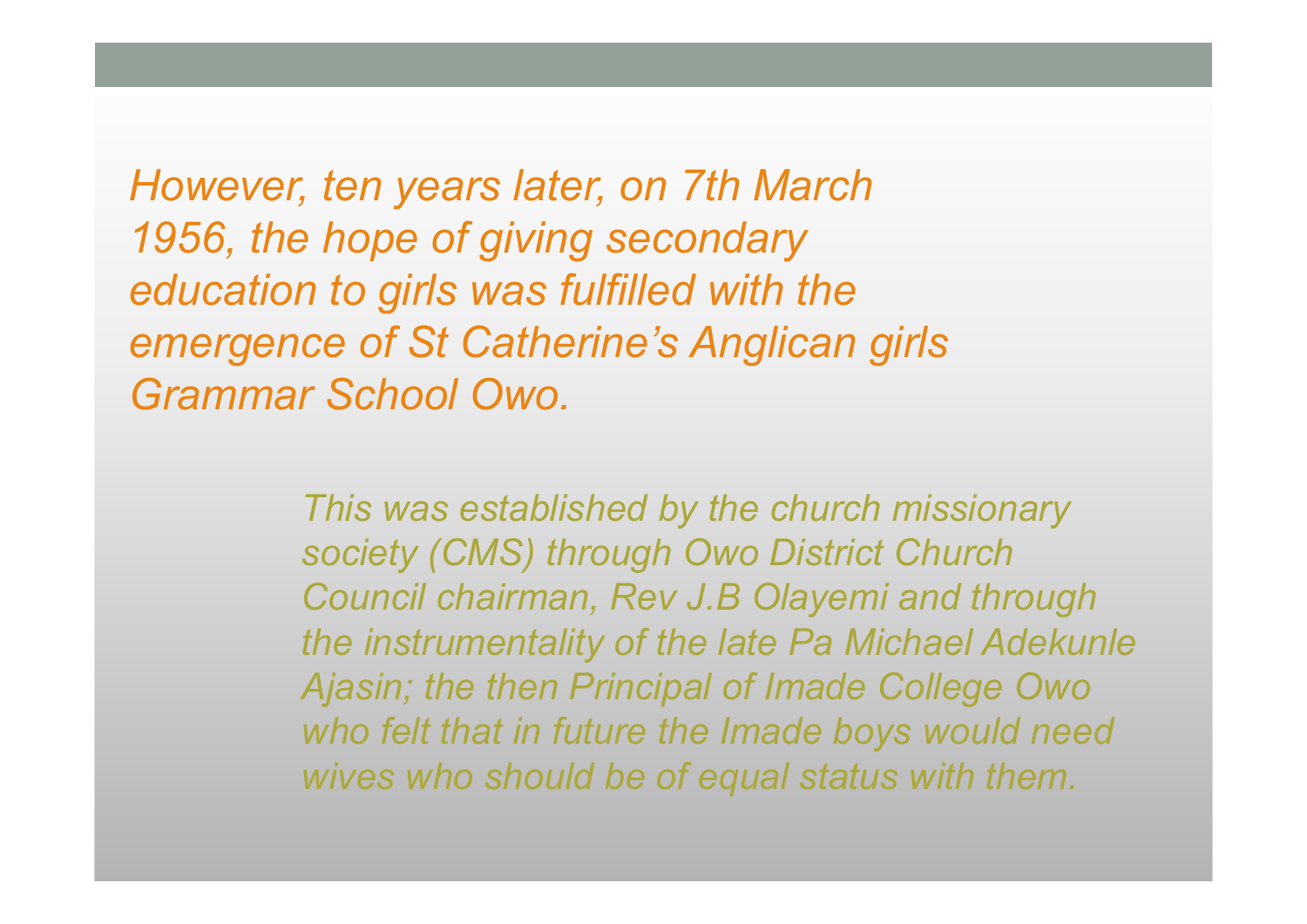*However, ten years later, on 7th March 1956, the hope of giving secondary education to girls was fulfilled with the emergence of St Catherine's Anglican girls Grammar School Owo.*

*This was established by the church missionary society (CMS) through Owo District Church Council chairman, Rev J.B Olayemi and through the instrumentality of the late Pa Michael Adekunle Ajasin; the then Principal of Imade College Owo who felt that in future the Imade boys would need wives who should be of equal status with them.*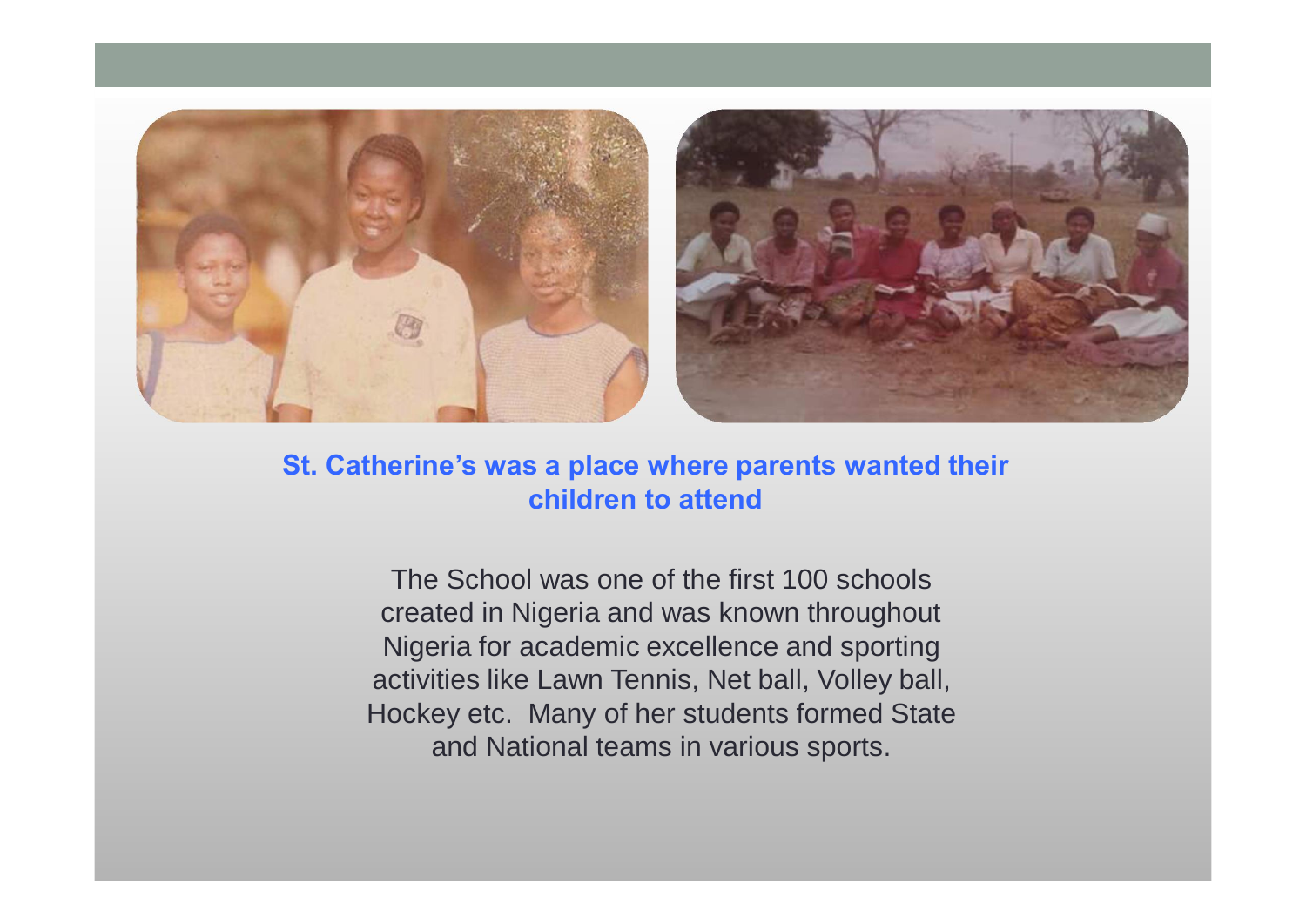**St. Catherine's was a place where parents wanted their children to attend**

The School was one of the first 100 schools created in Nigeria and was known throughout Nigeria for academic excellence and sporting activities like Lawn Tennis, Net ball, Volley ball, Hockey etc. Many of her students formed State and National teams in various sports.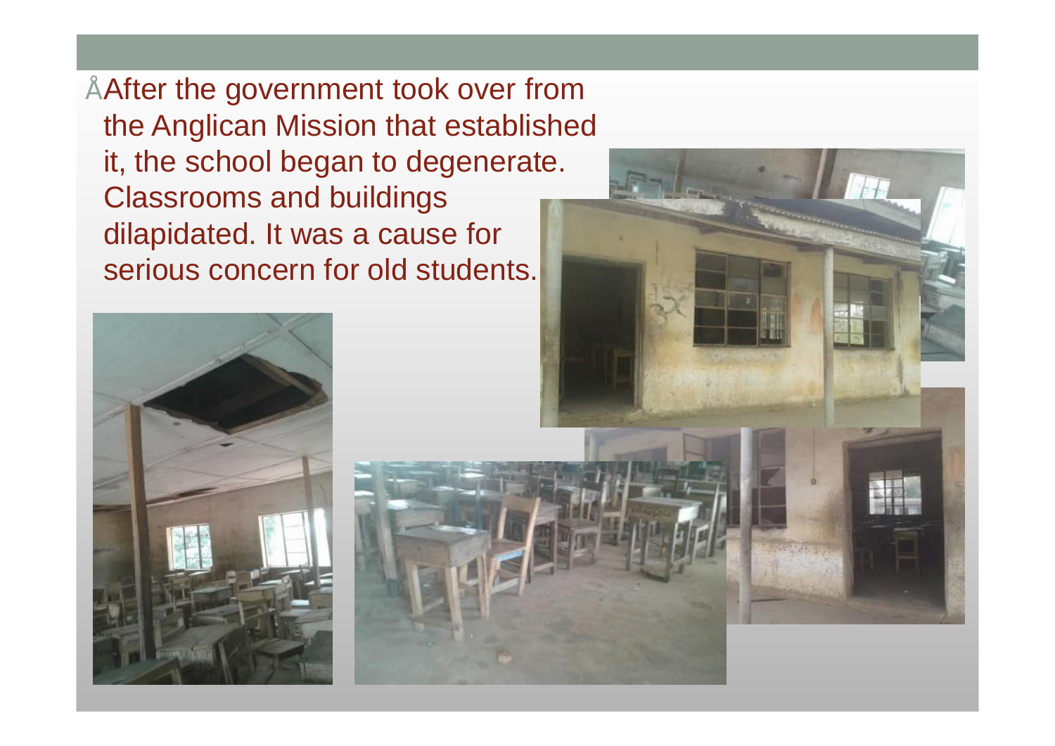- After the government took over from the Anglican Mission that established it, the school began to degenerate. Classrooms and buildings dilapidated. It was a cause for serious concern for old students.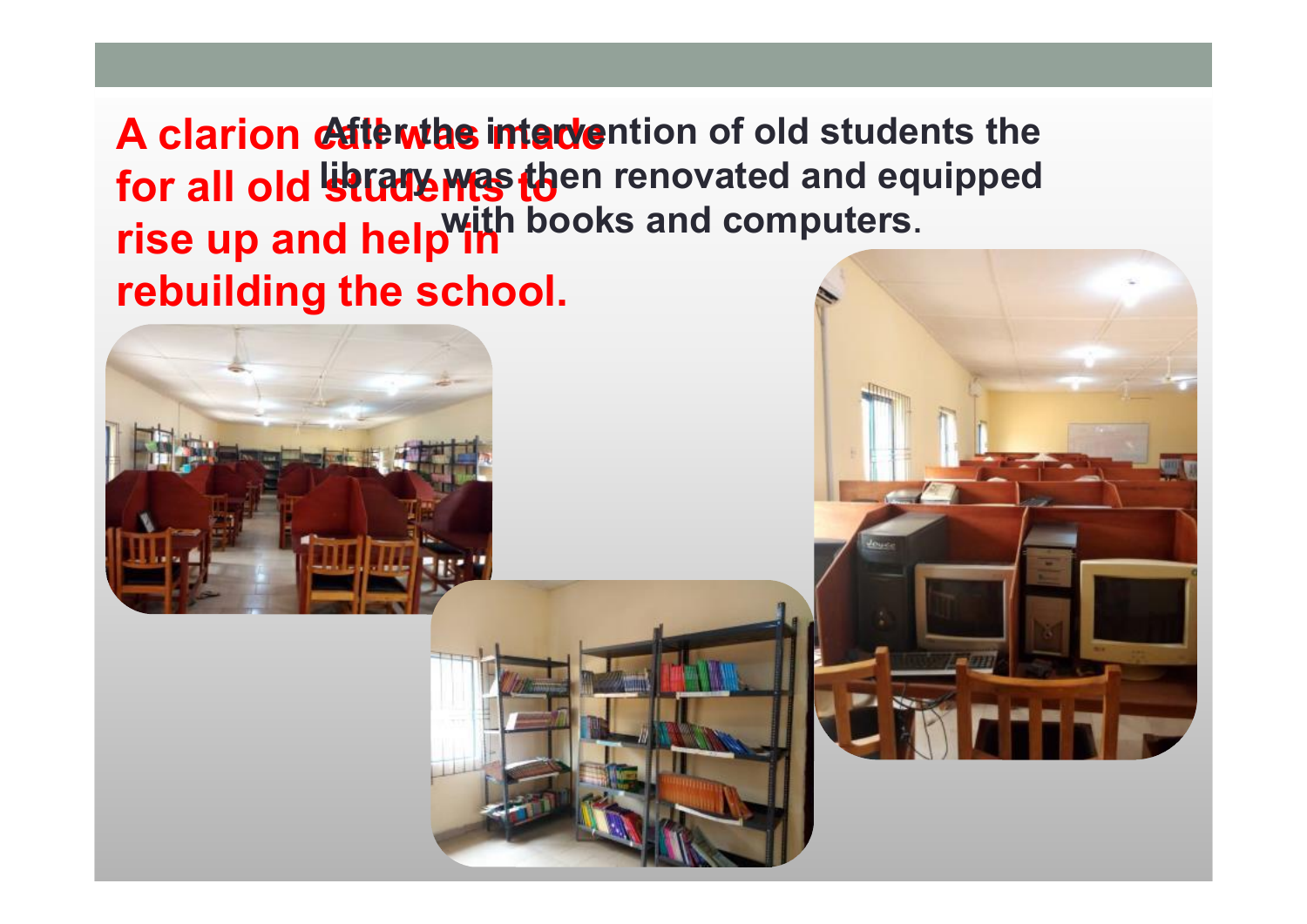A clarion call was made for all old students to rise up and help in rebuilding the school.

After the intervention of old students the library was then renovated and equipped with books and computers.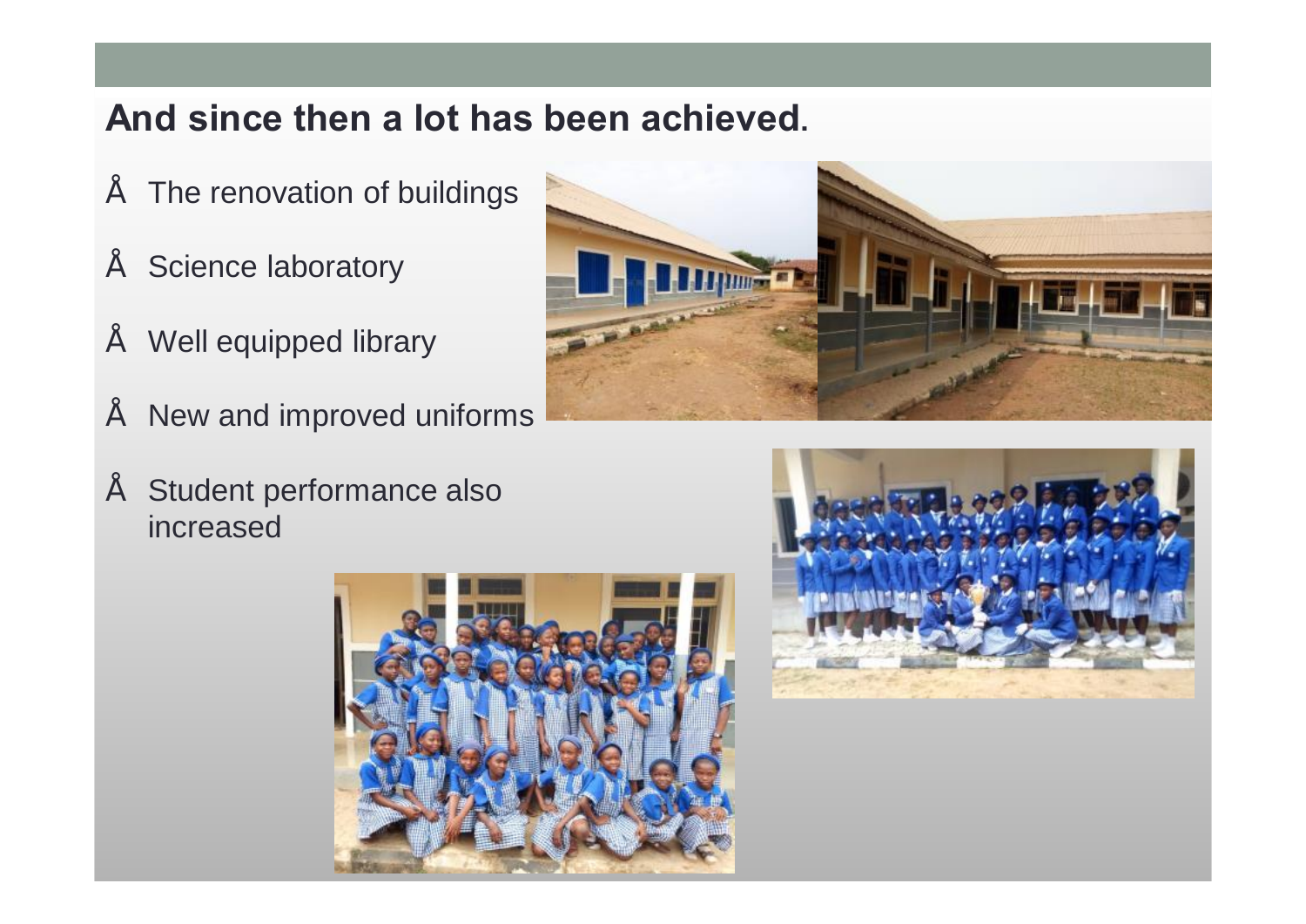## And since then a lot has been achieved.

- The renovation of buildings
- Science laboratory
- Well equipped library
- New and improved uniforms
- Student performance also increased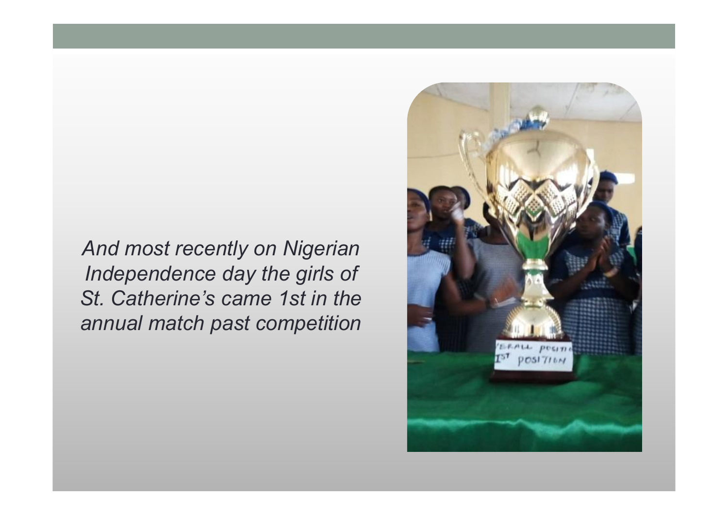*And most recently on Nigerian Independence day the girls of St. Catherine's came 1st in the annual match past competition*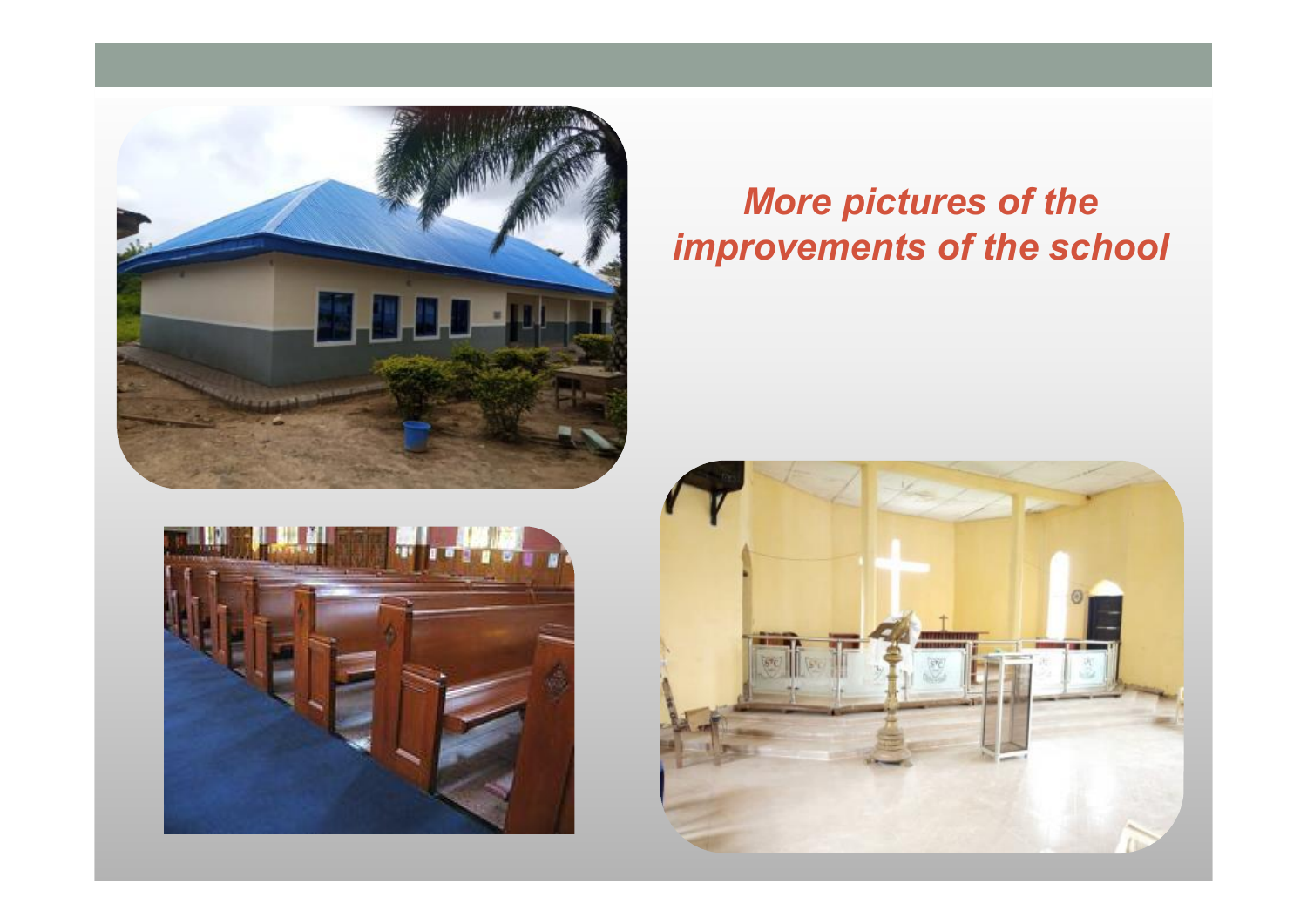*More pictures of the improvements of the school*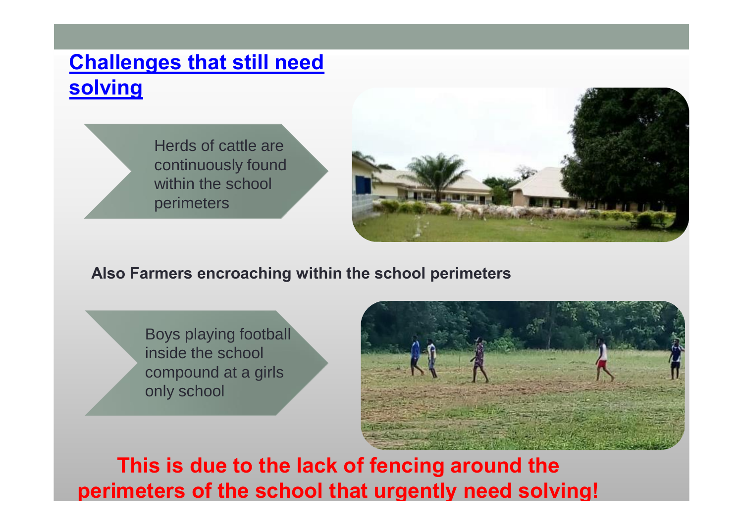# Challenges that still need solving

Herds of cattle are continuously found within the school perimeters

**Also Farmers encroaching within the school perimeters**

Boys playing football inside the school compound at a girls only school

**This is due to the lack of fencing around the perimeters of the school that urgently need solving!**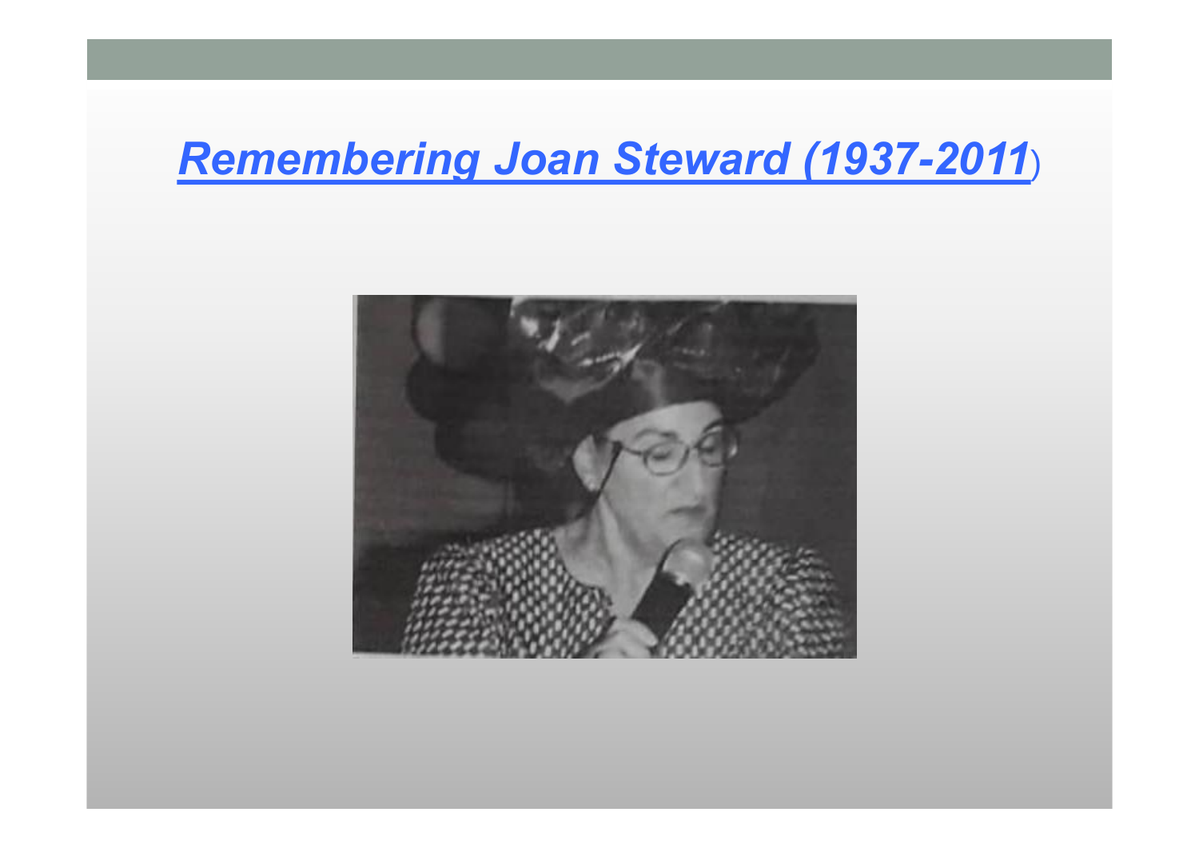# [Remembering Joan Steward (1937-2011)]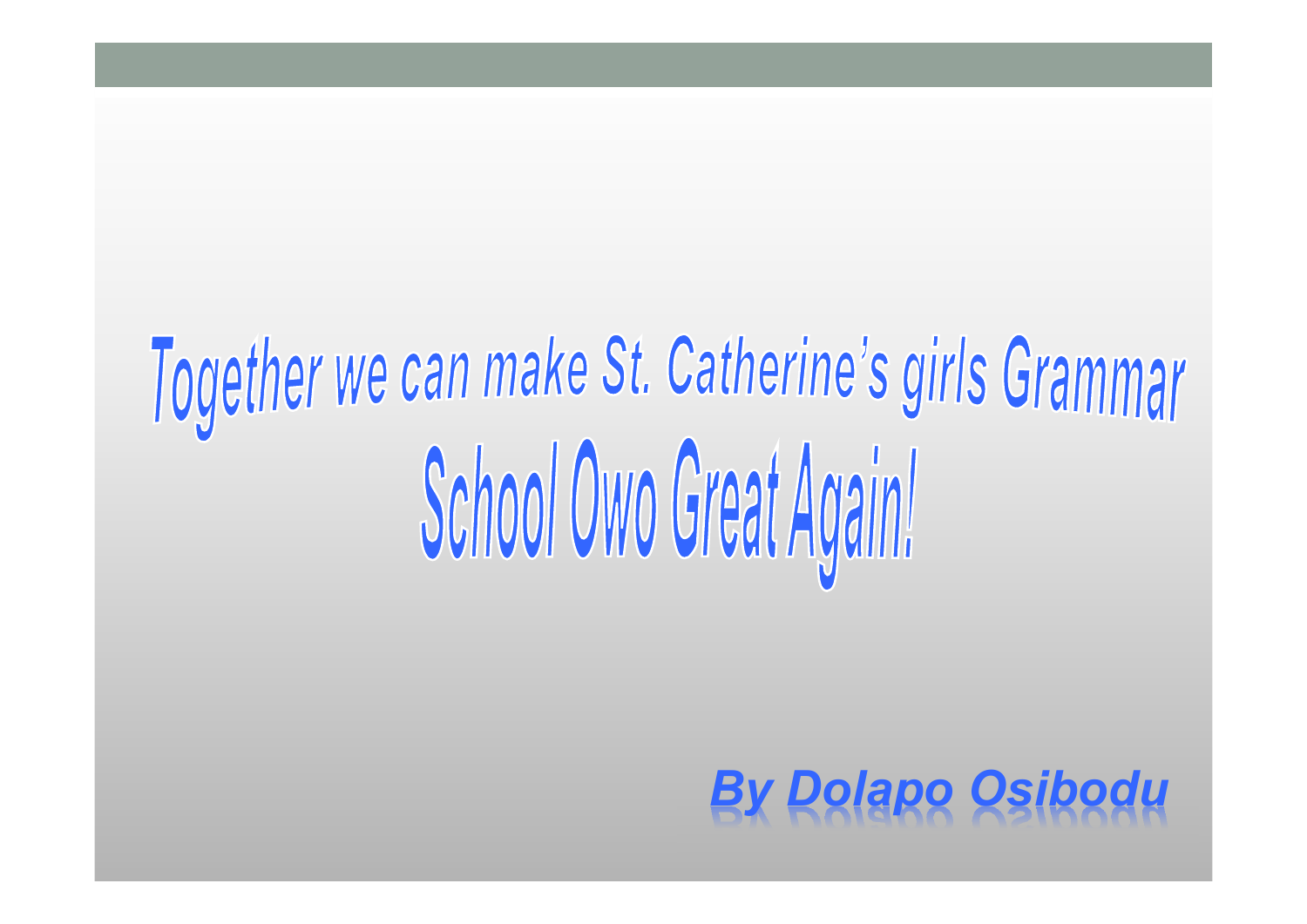# *Together we can make St. Catherine's girls Grammar School Owo Great Again!*

***By Dolapo Osibodu***